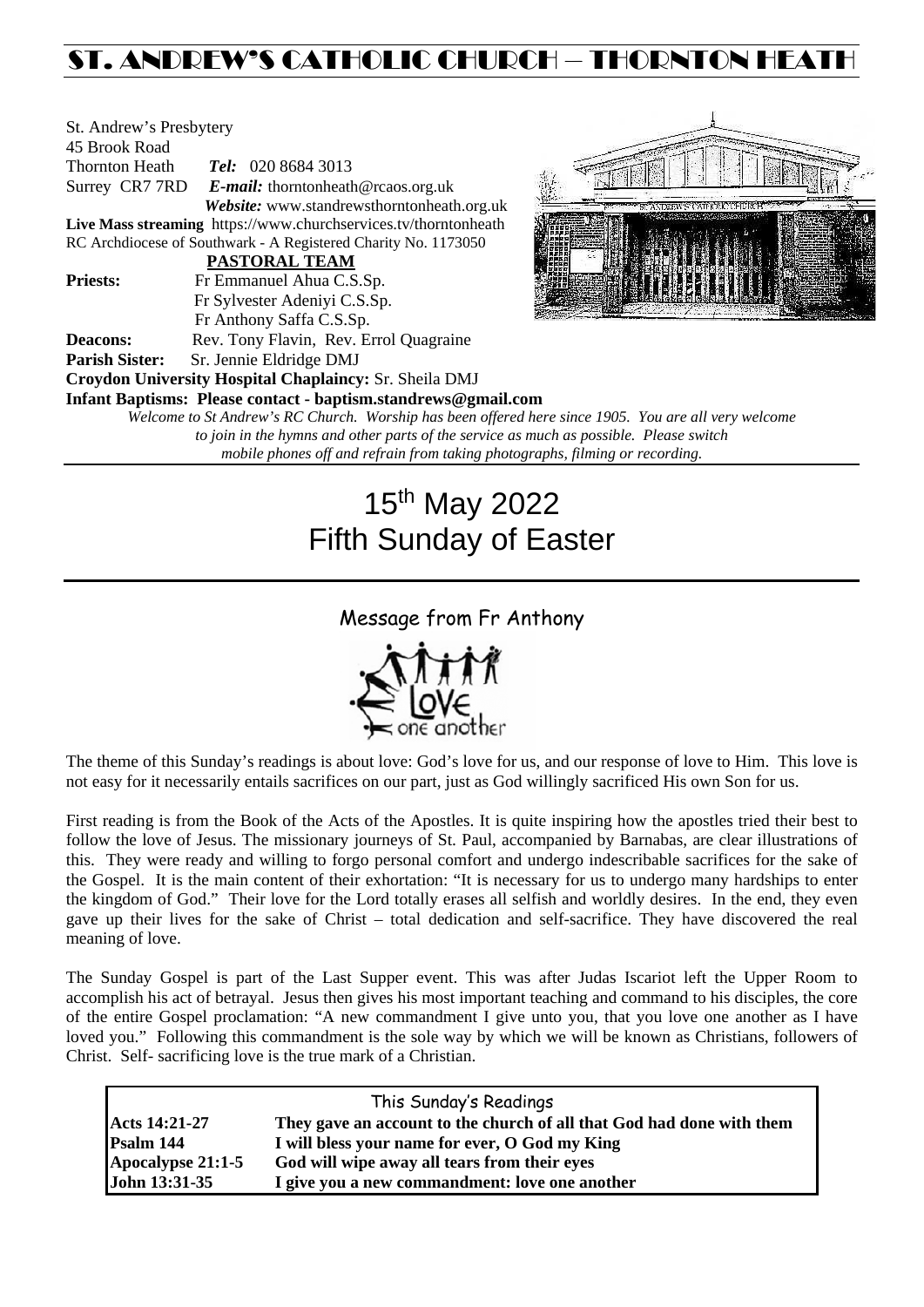# ST. ANDREW'S CATHOLIC CHURCH – THORNTON HEATH

St. Andrew's Presbytery
45 Brook Road
Thornton Heath *Tel:* 020 8684 3013
Surrey CR7 7RD *E-mail:* thorntonheath@rcaos.org.uk
*Website:* www.standrewsthorntonheath.org.uk
**Live Mass streaming** https://www.churchservices.tv/thorntonheath
RC Archdiocese of Southwark - A Registered Charity No. 1173050

**PASTORAL TEAM**

**Priests:** Fr Emmanuel Ahua C.S.Sp.
Fr Sylvester Adeniyi C.S.Sp.
Fr Anthony Saffa C.S.Sp.

**Deacons:** Rev. Tony Flavin, Rev. Errol Quagraine

**Parish Sister:** Sr. Jennie Eldridge DMJ

**Croydon University Hospital Chaplaincy:** Sr. Sheila DMJ

**Infant Baptisms: Please contact - baptism.standrews@gmail.com**

*Welcome to St Andrew's RC Church. Worship has been offered here since 1905. You are all very welcome to join in the hymns and other parts of the service as much as possible. Please switch mobile phones off and refrain from taking photographs, filming or recording.*

# 15th May 2022
# Fifth Sunday of Easter

## Message from Fr Anthony

The theme of this Sunday's readings is about love: God's love for us, and our response of love to Him. This love is not easy for it necessarily entails sacrifices on our part, just as God willingly sacrificed His own Son for us.

First reading is from the Book of the Acts of the Apostles. It is quite inspiring how the apostles tried their best to follow the love of Jesus. The missionary journeys of St. Paul, accompanied by Barnabas, are clear illustrations of this. They were ready and willing to forgo personal comfort and undergo indescribable sacrifices for the sake of the Gospel. It is the main content of their exhortation: "It is necessary for us to undergo many hardships to enter the kingdom of God." Their love for the Lord totally erases all selfish and worldly desires. In the end, they even gave up their lives for the sake of Christ – total dedication and self-sacrifice. They have discovered the real meaning of love.

The Sunday Gospel is part of the Last Supper event. This was after Judas Iscariot left the Upper Room to accomplish his act of betrayal. Jesus then gives his most important teaching and command to his disciples, the core of the entire Gospel proclamation: "A new commandment I give unto you, that you love one another as I have loved you." Following this commandment is the sole way by which we will be known as Christians, followers of Christ. Self- sacrificing love is the true mark of a Christian.

| This Sunday's Readings | |
|---|---|
| **Acts 14:21-27** | **They gave an account to the church of all that God had done with them** |
| **Psalm 144** | **I will bless your name for ever, O God my King** |
| **Apocalypse 21:1-5** | **God will wipe away all tears from their eyes** |
| **John 13:31-35** | **I give you a new commandment: love one another** |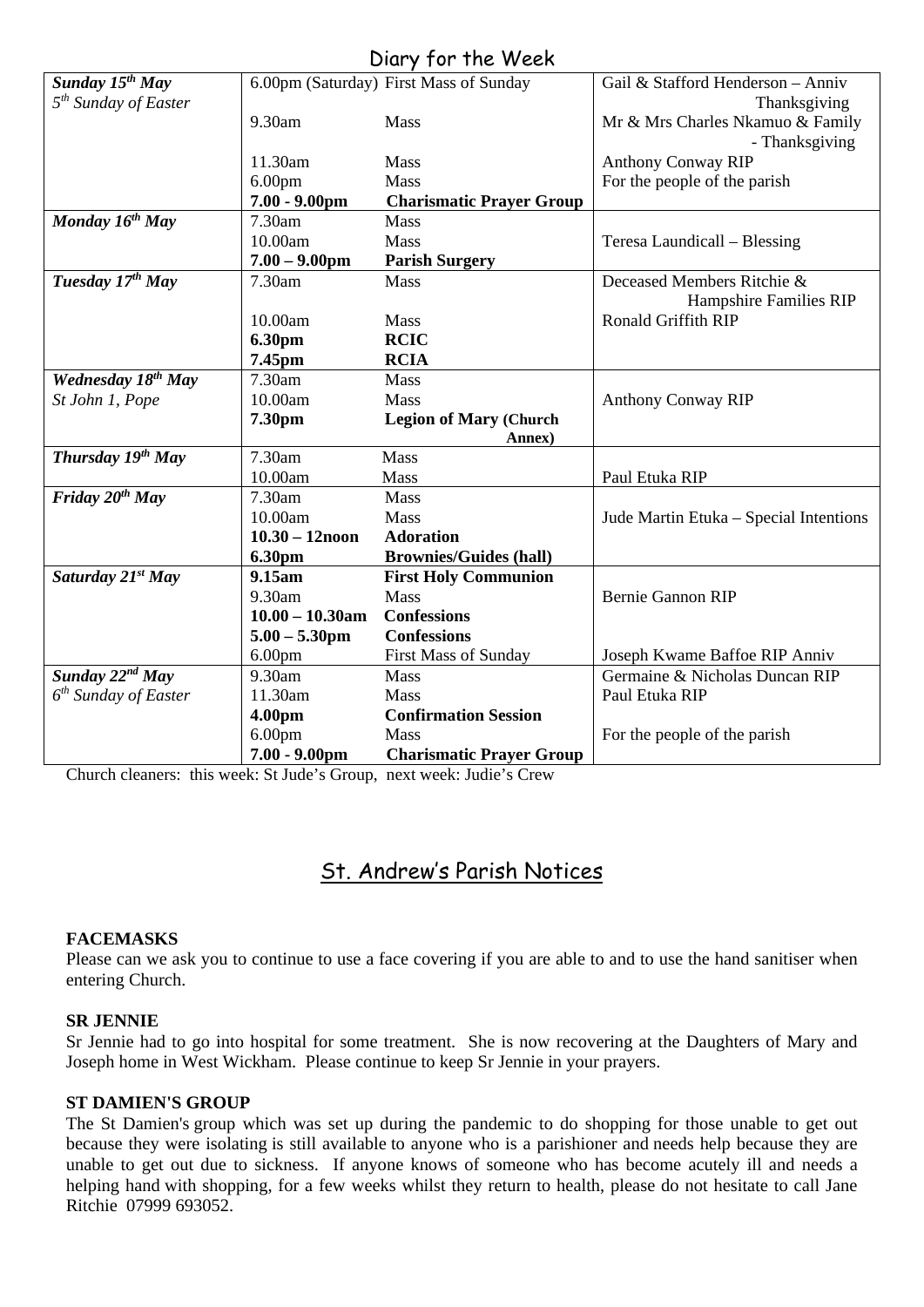## Diary for the Week

| | | | |
|---|---|---|---|
| ***Sunday 15th May*** *5th Sunday of Easter* | 6.00pm (Saturday) | First Mass of Sunday | Gail & Stafford Henderson – Anniv Thanksgiving |
| | 9.30am | Mass | Mr & Mrs Charles Nkamuo & Family - Thanksgiving |
| | 11.30am | Mass | Anthony Conway RIP |
| | 6.00pm | Mass | For the people of the parish |
| | **7.00 - 9.00pm** | **Charismatic Prayer Group** | |
| ***Monday 16th May*** | 7.30am | Mass | |
| | 10.00am | Mass | Teresa Laundicall – Blessing |
| | **7.00 – 9.00pm** | **Parish Surgery** | |
| ***Tuesday 17th May*** | 7.30am | Mass | Deceased Members Ritchie & Hampshire Families RIP |
| | 10.00am | Mass | Ronald Griffith RIP |
| | **6.30pm** | **RCIC** | |
| | **7.45pm** | **RCIA** | |
| ***Wednesday 18th May*** | 7.30am | Mass | |
| *St John 1, Pope* | 10.00am | Mass | Anthony Conway RIP |
| | **7.30pm** | **Legion of Mary (Church Annex)** | |
| ***Thursday 19th May*** | 7.30am | Mass | |
| | 10.00am | Mass | Paul Etuka RIP |
| ***Friday 20th May*** | 7.30am | Mass | |
| | 10.00am | Mass | Jude Martin Etuka – Special Intentions |
| | **10.30 – 12noon** | **Adoration** | |
| | **6.30pm** | **Brownies/Guides (hall)** | |
| ***Saturday 21st May*** | **9.15am** | **First Holy Communion** | |
| | 9.30am | Mass | Bernie Gannon RIP |
| | **10.00 – 10.30am** | **Confessions** | |
| | **5.00 – 5.30pm** | **Confessions** | |
| | 6.00pm | First Mass of Sunday | Joseph Kwame Baffoe RIP Anniv |
| ***Sunday 22nd May*** | 9.30am | Mass | Germaine & Nicholas Duncan RIP |
| *6th Sunday of Easter* | 11.30am | Mass | Paul Etuka RIP |
| | **4.00pm** | **Confirmation Session** | |
| | 6.00pm | Mass | For the people of the parish |
| | **7.00 - 9.00pm** | **Charismatic Prayer Group** | |

Church cleaners: this week: St Jude's Group, next week: Judie's Crew

## St. Andrew's Parish Notices

**FACEMASKS**

Please can we ask you to continue to use a face covering if you are able to and to use the hand sanitiser when entering Church.

**SR JENNIE**

Sr Jennie had to go into hospital for some treatment. She is now recovering at the Daughters of Mary and Joseph home in West Wickham. Please continue to keep Sr Jennie in your prayers.

**ST DAMIEN'S GROUP**

The St Damien's group which was set up during the pandemic to do shopping for those unable to get out because they were isolating is still available to anyone who is a parishioner and needs help because they are unable to get out due to sickness. If anyone knows of someone who has become acutely ill and needs a helping hand with shopping, for a few weeks whilst they return to health, please do not hesitate to call Jane Ritchie 07999 693052.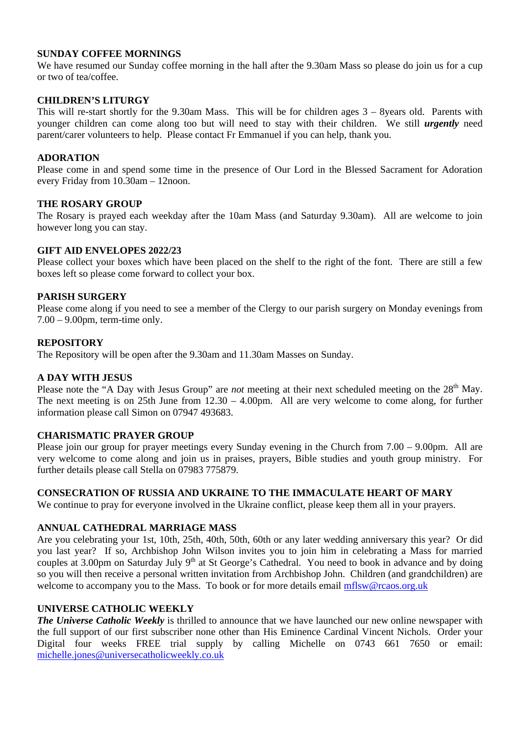**SUNDAY COFFEE MORNINGS**

We have resumed our Sunday coffee morning in the hall after the 9.30am Mass so please do join us for a cup or two of tea/coffee.

**CHILDREN'S LITURGY**

This will re-start shortly for the 9.30am Mass. This will be for children ages 3 – 8years old. Parents with younger children can come along too but will need to stay with their children. We still ***urgently*** need parent/carer volunteers to help. Please contact Fr Emmanuel if you can help, thank you.

**ADORATION**

Please come in and spend some time in the presence of Our Lord in the Blessed Sacrament for Adoration every Friday from 10.30am – 12noon.

**THE ROSARY GROUP**

The Rosary is prayed each weekday after the 10am Mass (and Saturday 9.30am). All are welcome to join however long you can stay.

**GIFT AID ENVELOPES 2022/23**

Please collect your boxes which have been placed on the shelf to the right of the font. There are still a few boxes left so please come forward to collect your box.

**PARISH SURGERY**

Please come along if you need to see a member of the Clergy to our parish surgery on Monday evenings from 7.00 – 9.00pm, term-time only.

**REPOSITORY**

The Repository will be open after the 9.30am and 11.30am Masses on Sunday.

**A DAY WITH JESUS**

Please note the "A Day with Jesus Group" are *not* meeting at their next scheduled meeting on the 28th May. The next meeting is on 25th June from 12.30 – 4.00pm. All are very welcome to come along, for further information please call Simon on 07947 493683.

**CHARISMATIC PRAYER GROUP**

Please join our group for prayer meetings every Sunday evening in the Church from 7.00 – 9.00pm. All are very welcome to come along and join us in praises, prayers, Bible studies and youth group ministry. For further details please call Stella on 07983 775879.

**CONSECRATION OF RUSSIA AND UKRAINE TO THE IMMACULATE HEART OF MARY**

We continue to pray for everyone involved in the Ukraine conflict, please keep them all in your prayers.

**ANNUAL CATHEDRAL MARRIAGE MASS**

Are you celebrating your 1st, 10th, 25th, 40th, 50th, 60th or any later wedding anniversary this year? Or did you last year? If so, Archbishop John Wilson invites you to join him in celebrating a Mass for married couples at 3.00pm on Saturday July 9th at St George's Cathedral. You need to book in advance and by doing so you will then receive a personal written invitation from Archbishop John. Children (and grandchildren) are welcome to accompany you to the Mass. To book or for more details email mflsw@rcaos.org.uk

**UNIVERSE CATHOLIC WEEKLY**

***The Universe Catholic Weekly*** is thrilled to announce that we have launched our new online newspaper with the full support of our first subscriber none other than His Eminence Cardinal Vincent Nichols. Order your Digital four weeks FREE trial supply by calling Michelle on 0743 661 7650 or email: michelle.jones@universecatholicweekly.co.uk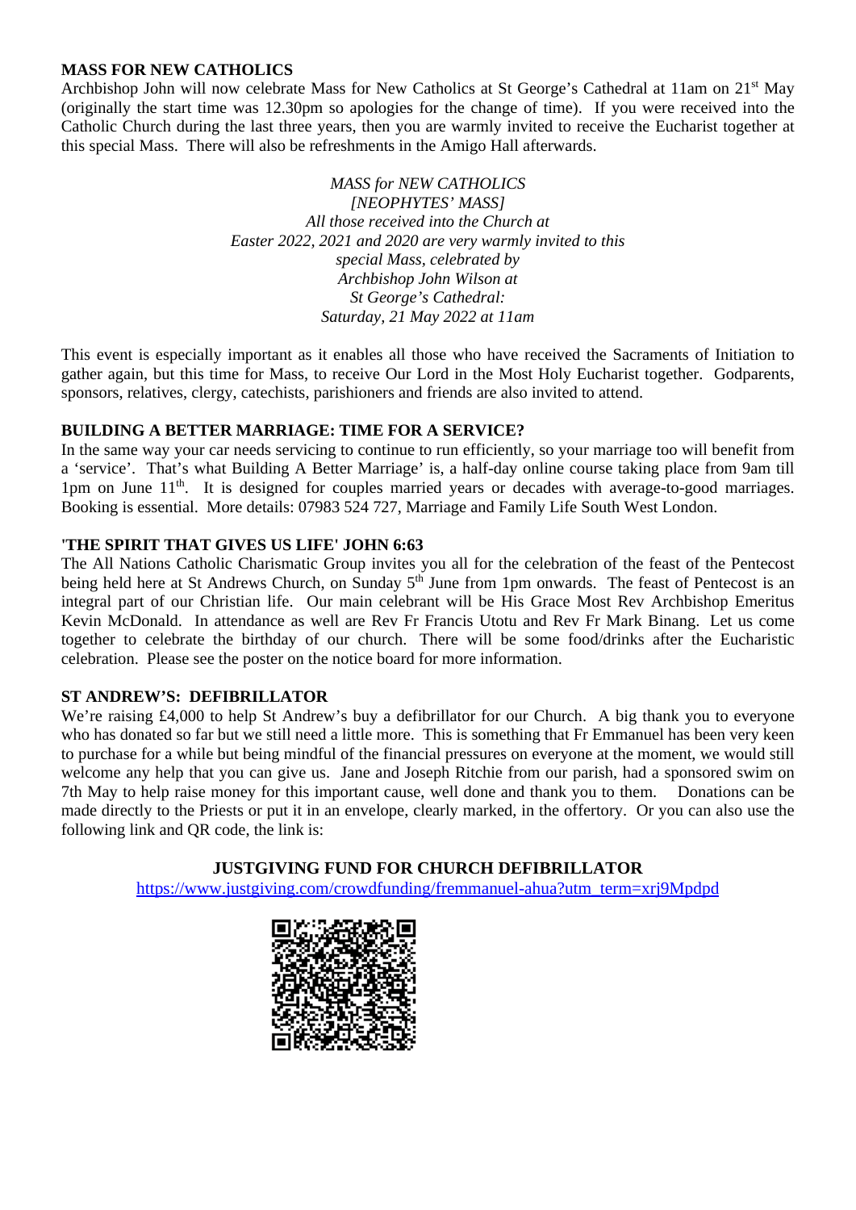**MASS FOR NEW CATHOLICS**

Archbishop John will now celebrate Mass for New Catholics at St George's Cathedral at 11am on 21st May (originally the start time was 12.30pm so apologies for the change of time). If you were received into the Catholic Church during the last three years, then you are warmly invited to receive the Eucharist together at this special Mass. There will also be refreshments in the Amigo Hall afterwards.

*MASS for NEW CATHOLICS*
*[NEOPHYTES' MASS]*
*All those received into the Church at*
*Easter 2022, 2021 and 2020 are very warmly invited to this*
*special Mass, celebrated by*
*Archbishop John Wilson at*
*St George's Cathedral:*
*Saturday, 21 May 2022 at 11am*

This event is especially important as it enables all those who have received the Sacraments of Initiation to gather again, but this time for Mass, to receive Our Lord in the Most Holy Eucharist together. Godparents, sponsors, relatives, clergy, catechists, parishioners and friends are also invited to attend.

**BUILDING A BETTER MARRIAGE: TIME FOR A SERVICE?**

In the same way your car needs servicing to continue to run efficiently, so your marriage too will benefit from a 'service'. That's what Building A Better Marriage' is, a half-day online course taking place from 9am till 1pm on June 11th. It is designed for couples married years or decades with average-to-good marriages. Booking is essential. More details: 07983 524 727, Marriage and Family Life South West London.

**'THE SPIRIT THAT GIVES US LIFE' JOHN 6:63**

The All Nations Catholic Charismatic Group invites you all for the celebration of the feast of the Pentecost being held here at St Andrews Church, on Sunday 5th June from 1pm onwards. The feast of Pentecost is an integral part of our Christian life. Our main celebrant will be His Grace Most Rev Archbishop Emeritus Kevin McDonald. In attendance as well are Rev Fr Francis Utotu and Rev Fr Mark Binang. Let us come together to celebrate the birthday of our church. There will be some food/drinks after the Eucharistic celebration. Please see the poster on the notice board for more information.

**ST ANDREW'S: DEFIBRILLATOR**

We're raising £4,000 to help St Andrew's buy a defibrillator for our Church. A big thank you to everyone who has donated so far but we still need a little more. This is something that Fr Emmanuel has been very keen to purchase for a while but being mindful of the financial pressures on everyone at the moment, we would still welcome any help that you can give us. Jane and Joseph Ritchie from our parish, had a sponsored swim on 7th May to help raise money for this important cause, well done and thank you to them. Donations can be made directly to the Priests or put it in an envelope, clearly marked, in the offertory. Or you can also use the following link and QR code, the link is:

**JUSTGIVING FUND FOR CHURCH DEFIBRILLATOR**

https://www.justgiving.com/crowdfunding/fremmanuel-ahua?utm_term=xrj9Mpdpd